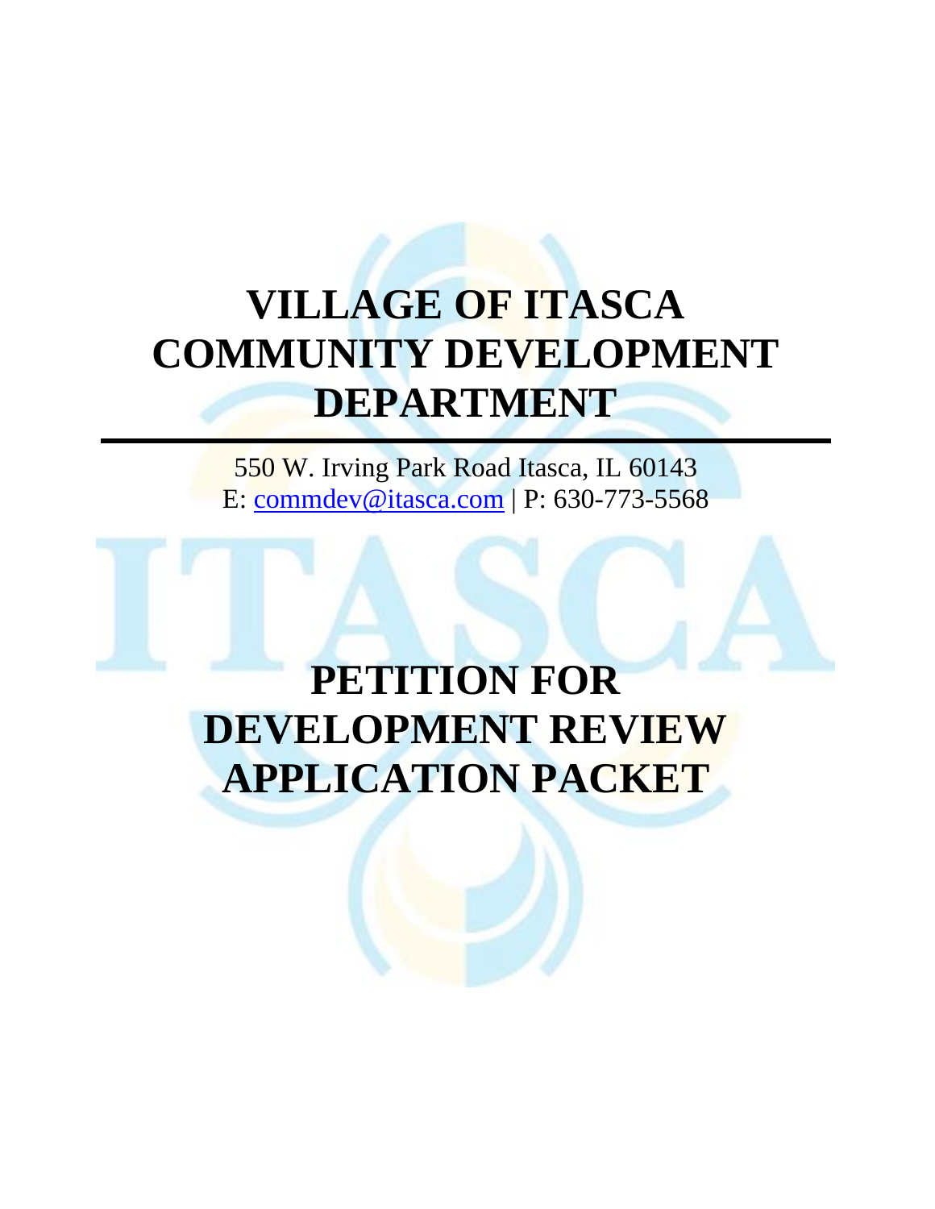# VILLAGE OF ITASCA COMMUNITY DEVELOPMENT DEPARTMENT

550 W. Irving Park Road Itasca, IL 60143
E: commdev@itasca.com | P: 630-773-5568

# PETITION FOR DEVELOPMENT REVIEW APPLICATION PACKET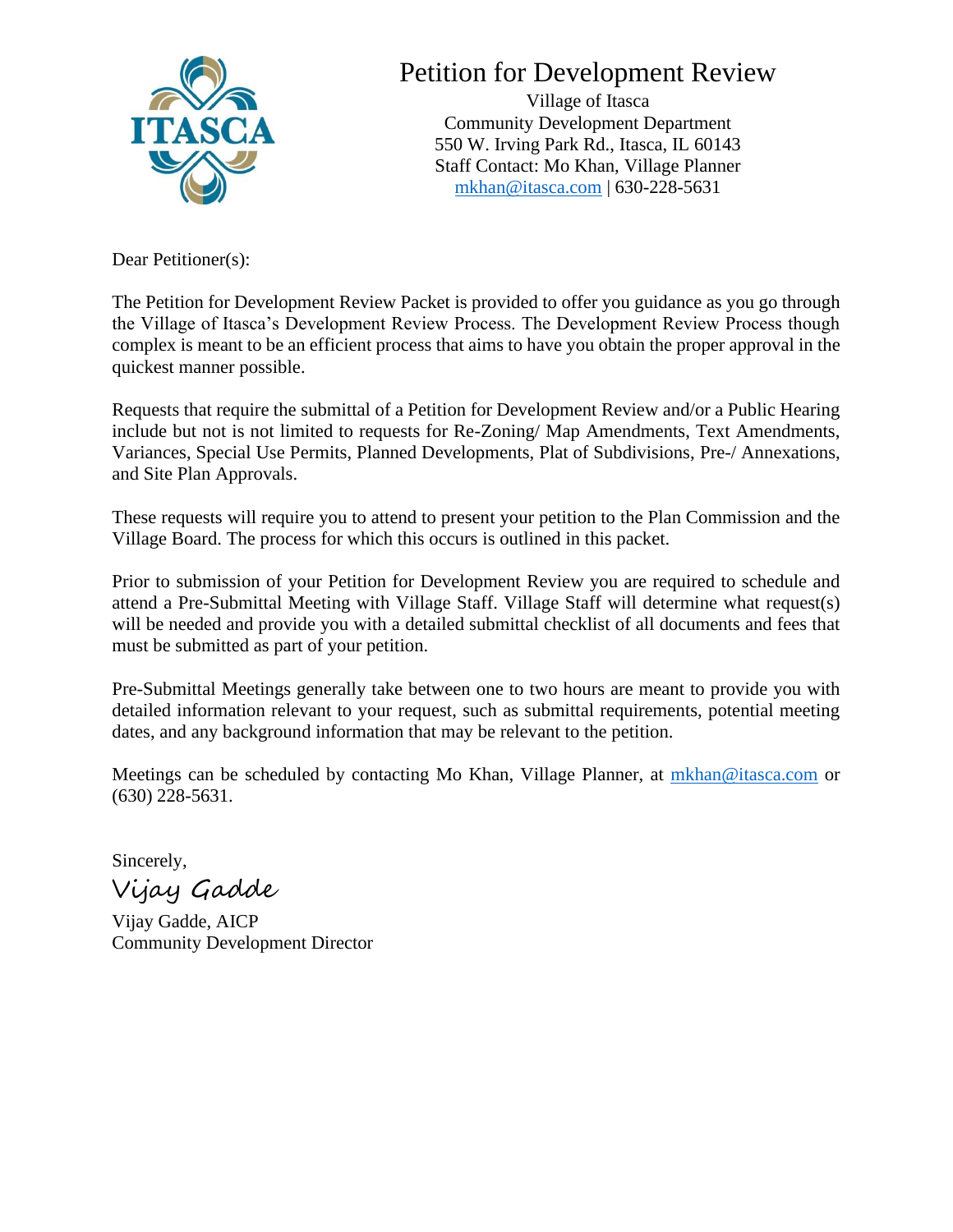# Petition for Development Review

Village of Itasca
Community Development Department
550 W. Irving Park Rd., Itasca, IL 60143
Staff Contact: Mo Khan, Village Planner
mkhan@itasca.com | 630-228-5631

Dear Petitioner(s):

The Petition for Development Review Packet is provided to offer you guidance as you go through the Village of Itasca's Development Review Process. The Development Review Process though complex is meant to be an efficient process that aims to have you obtain the proper approval in the quickest manner possible.

Requests that require the submittal of a Petition for Development Review and/or a Public Hearing include but not is not limited to requests for Re-Zoning/ Map Amendments, Text Amendments, Variances, Special Use Permits, Planned Developments, Plat of Subdivisions, Pre-/ Annexations, and Site Plan Approvals.

These requests will require you to attend to present your petition to the Plan Commission and the Village Board. The process for which this occurs is outlined in this packet.

Prior to submission of your Petition for Development Review you are required to schedule and attend a Pre-Submittal Meeting with Village Staff. Village Staff will determine what request(s) will be needed and provide you with a detailed submittal checklist of all documents and fees that must be submitted as part of your petition.

Pre-Submittal Meetings generally take between one to two hours are meant to provide you with detailed information relevant to your request, such as submittal requirements, potential meeting dates, and any background information that may be relevant to the petition.

Meetings can be scheduled by contacting Mo Khan, Village Planner, at mkhan@itasca.com or (630) 228-5631.

Sincerely,

*Vijay Gadde*

Vijay Gadde, AICP
Community Development Director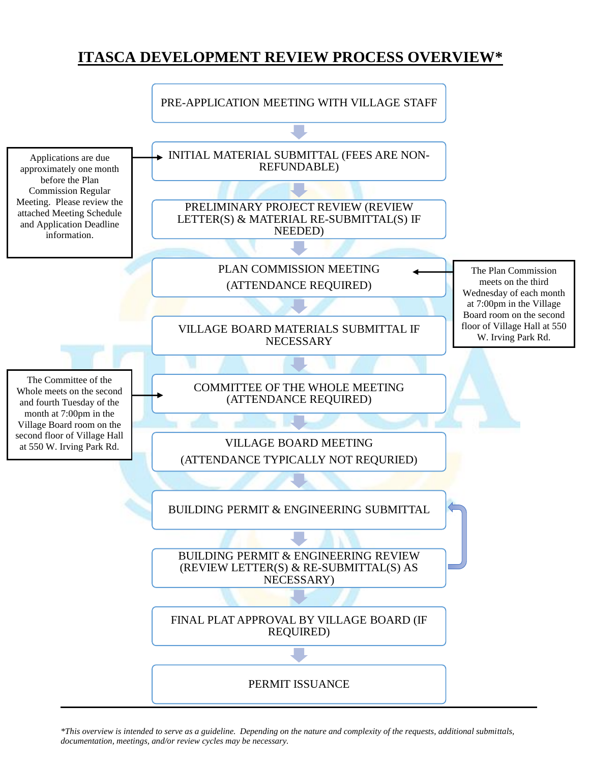# ITASCA DEVELOPMENT REVIEW PROCESS OVERVIEW*

1. PRE-APPLICATION MEETING WITH VILLAGE STAFF
2. INITIAL MATERIAL SUBMITTAL (FEES ARE NON-REFUNDABLE)
   - Applications are due approximately one month before the Plan Commission Regular Meeting. Please review the attached Meeting Schedule and Application Deadline information.
3. PRELIMINARY PROJECT REVIEW (REVIEW LETTER(S) & MATERIAL RE-SUBMITTAL(S) IF NEEDED)
4. PLAN COMMISSION MEETING (ATTENDANCE REQUIRED)
   - The Plan Commission meets on the third Wednesday of each month at 7:00pm in the Village Board room on the second floor of Village Hall at 550 W. Irving Park Rd.
5. VILLAGE BOARD MATERIALS SUBMITTAL IF NECESSARY
6. COMMITTEE OF THE WHOLE MEETING (ATTENDANCE REQUIRED)
   - The Committee of the Whole meets on the second and fourth Tuesday of the month at 7:00pm in the Village Board room on the second floor of Village Hall at 550 W. Irving Park Rd.
7. VILLAGE BOARD MEETING (ATTENDANCE TYPICALLY NOT REQURIED)
8. BUILDING PERMIT & ENGINEERING SUBMITTAL
9. BUILDING PERMIT & ENGINEERING REVIEW (REVIEW LETTER(S) & RE-SUBMITTAL(S) AS NECESSARY)
   - (Returns to BUILDING PERMIT & ENGINEERING SUBMITTAL as necessary)
10. FINAL PLAT APPROVAL BY VILLAGE BOARD (IF REQUIRED)
11. PERMIT ISSUANCE

---

*\*This overview is intended to serve as a guideline. Depending on the nature and complexity of the requests, additional submittals, documentation, meetings, and/or review cycles may be necessary.*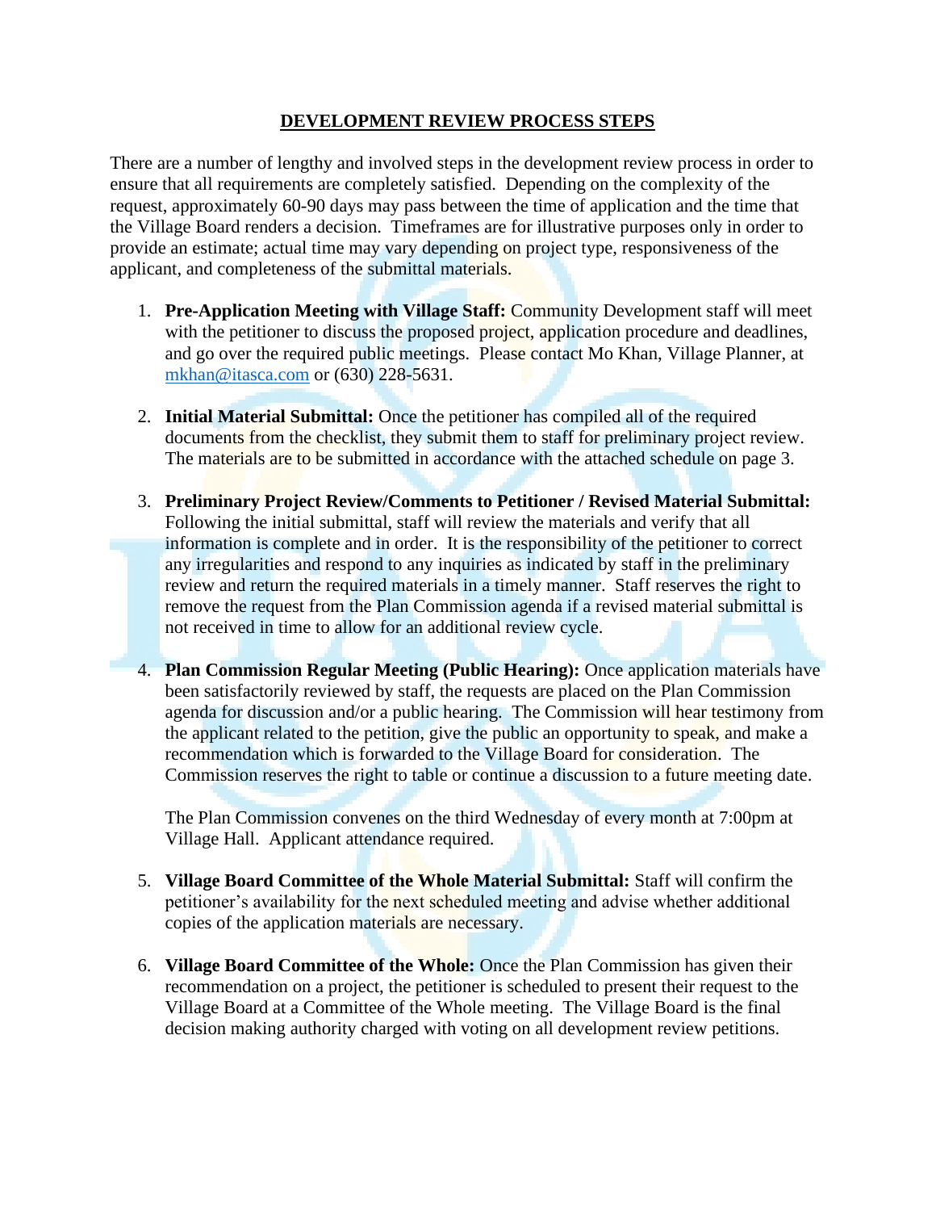## DEVELOPMENT REVIEW PROCESS STEPS

There are a number of lengthy and involved steps in the development review process in order to ensure that all requirements are completely satisfied. Depending on the complexity of the request, approximately 60-90 days may pass between the time of application and the time that the Village Board renders a decision. Timeframes are for illustrative purposes only in order to provide an estimate; actual time may vary depending on project type, responsiveness of the applicant, and completeness of the submittal materials.

1. **Pre-Application Meeting with Village Staff:** Community Development staff will meet with the petitioner to discuss the proposed project, application procedure and deadlines, and go over the required public meetings. Please contact Mo Khan, Village Planner, at mkhan@itasca.com or (630) 228-5631.

2. **Initial Material Submittal:** Once the petitioner has compiled all of the required documents from the checklist, they submit them to staff for preliminary project review. The materials are to be submitted in accordance with the attached schedule on page 3.

3. **Preliminary Project Review/Comments to Petitioner / Revised Material Submittal:** Following the initial submittal, staff will review the materials and verify that all information is complete and in order. It is the responsibility of the petitioner to correct any irregularities and respond to any inquiries as indicated by staff in the preliminary review and return the required materials in a timely manner. Staff reserves the right to remove the request from the Plan Commission agenda if a revised material submittal is not received in time to allow for an additional review cycle.

4. **Plan Commission Regular Meeting (Public Hearing):** Once application materials have been satisfactorily reviewed by staff, the requests are placed on the Plan Commission agenda for discussion and/or a public hearing. The Commission will hear testimony from the applicant related to the petition, give the public an opportunity to speak, and make a recommendation which is forwarded to the Village Board for consideration. The Commission reserves the right to table or continue a discussion to a future meeting date.

   The Plan Commission convenes on the third Wednesday of every month at 7:00pm at Village Hall. Applicant attendance required.

5. **Village Board Committee of the Whole Material Submittal:** Staff will confirm the petitioner's availability for the next scheduled meeting and advise whether additional copies of the application materials are necessary.

6. **Village Board Committee of the Whole:** Once the Plan Commission has given their recommendation on a project, the petitioner is scheduled to present their request to the Village Board at a Committee of the Whole meeting. The Village Board is the final decision making authority charged with voting on all development review petitions.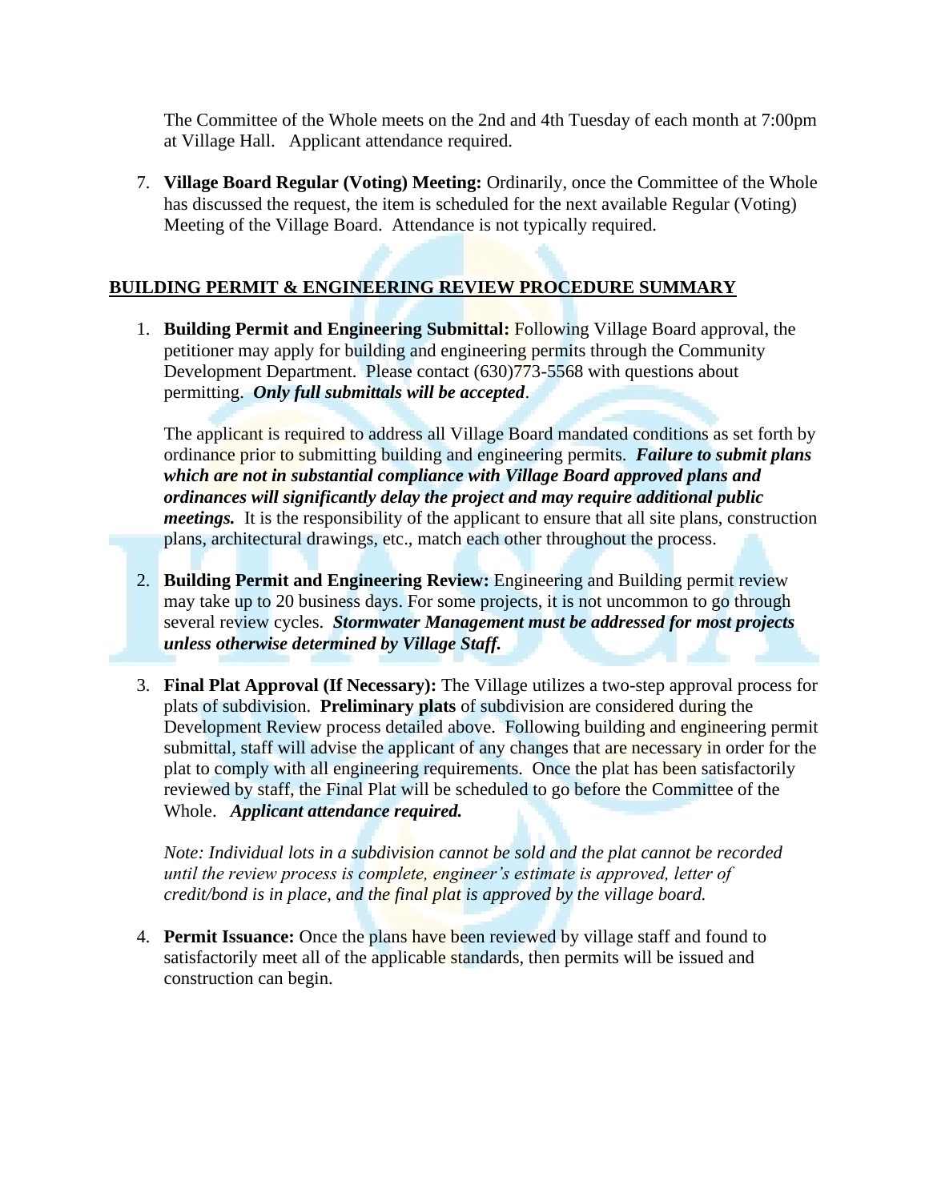The Committee of the Whole meets on the 2nd and 4th Tuesday of each month at 7:00pm at Village Hall. Applicant attendance required.

7. **Village Board Regular (Voting) Meeting:** Ordinarily, once the Committee of the Whole has discussed the request, the item is scheduled for the next available Regular (Voting) Meeting of the Village Board. Attendance is not typically required.

## BUILDING PERMIT & ENGINEERING REVIEW PROCEDURE SUMMARY

1. **Building Permit and Engineering Submittal:** Following Village Board approval, the petitioner may apply for building and engineering permits through the Community Development Department. Please contact (630)773-5568 with questions about permitting. ***Only full submittals will be accepted***.

   The applicant is required to address all Village Board mandated conditions as set forth by ordinance prior to submitting building and engineering permits. ***Failure to submit plans which are not in substantial compliance with Village Board approved plans and ordinances will significantly delay the project and may require additional public meetings.*** It is the responsibility of the applicant to ensure that all site plans, construction plans, architectural drawings, etc., match each other throughout the process.

2. **Building Permit and Engineering Review:** Engineering and Building permit review may take up to 20 business days. For some projects, it is not uncommon to go through several review cycles. ***Stormwater Management must be addressed for most projects unless otherwise determined by Village Staff.***

3. **Final Plat Approval (If Necessary):** The Village utilizes a two-step approval process for plats of subdivision. **Preliminary plats** of subdivision are considered during the Development Review process detailed above. Following building and engineering permit submittal, staff will advise the applicant of any changes that are necessary in order for the plat to comply with all engineering requirements. Once the plat has been satisfactorily reviewed by staff, the Final Plat will be scheduled to go before the Committee of the Whole. ***Applicant attendance required.***

   *Note: Individual lots in a subdivision cannot be sold and the plat cannot be recorded until the review process is complete, engineer's estimate is approved, letter of credit/bond is in place, and the final plat is approved by the village board.*

4. **Permit Issuance:** Once the plans have been reviewed by village staff and found to satisfactorily meet all of the applicable standards, then permits will be issued and construction can begin.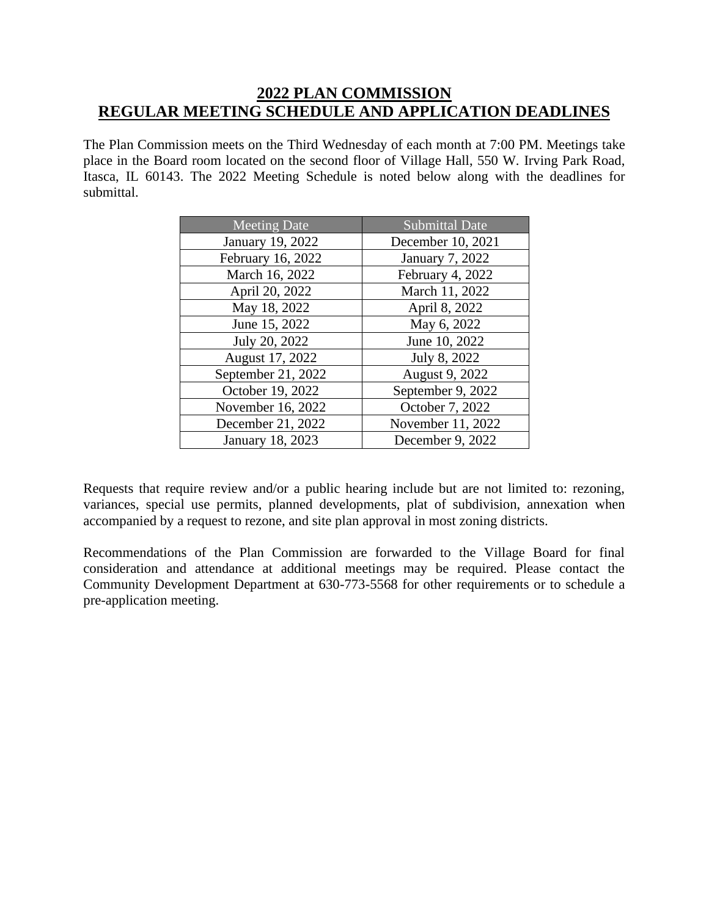## 2022 PLAN COMMISSION
## REGULAR MEETING SCHEDULE AND APPLICATION DEADLINES

The Plan Commission meets on the Third Wednesday of each month at 7:00 PM. Meetings take place in the Board room located on the second floor of Village Hall, 550 W. Irving Park Road, Itasca, IL 60143. The 2022 Meeting Schedule is noted below along with the deadlines for submittal.

| Meeting Date | Submittal Date |
| --- | --- |
| January 19, 2022 | December 10, 2021 |
| February 16, 2022 | January 7, 2022 |
| March 16, 2022 | February 4, 2022 |
| April 20, 2022 | March 11, 2022 |
| May 18, 2022 | April 8, 2022 |
| June 15, 2022 | May 6, 2022 |
| July 20, 2022 | June 10, 2022 |
| August 17, 2022 | July 8, 2022 |
| September 21, 2022 | August 9, 2022 |
| October 19, 2022 | September 9, 2022 |
| November 16, 2022 | October 7, 2022 |
| December 21, 2022 | November 11, 2022 |
| January 18, 2023 | December 9, 2022 |

Requests that require review and/or a public hearing include but are not limited to: rezoning, variances, special use permits, planned developments, plat of subdivision, annexation when accompanied by a request to rezone, and site plan approval in most zoning districts.

Recommendations of the Plan Commission are forwarded to the Village Board for final consideration and attendance at additional meetings may be required. Please contact the Community Development Department at 630-773-5568 for other requirements or to schedule a pre-application meeting.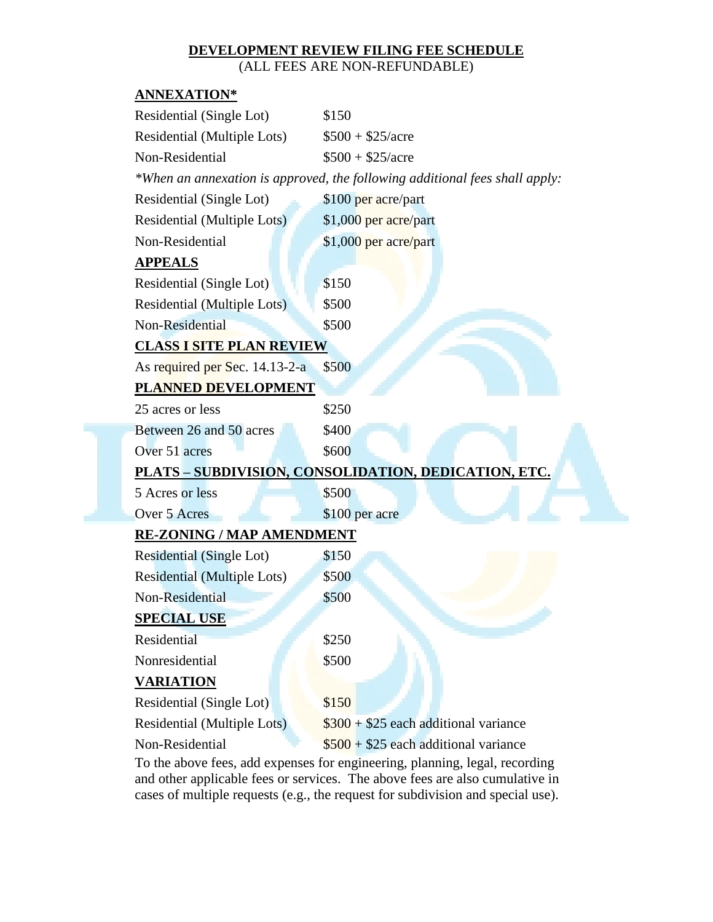# DEVELOPMENT REVIEW FILING FEE SCHEDULE

(ALL FEES ARE NON-REFUNDABLE)

## ANNEXATION*

| | |
|---|---|
| Residential (Single Lot) | $150 |
| Residential (Multiple Lots) | $500 + $25/acre |
| Non-Residential | $500 + $25/acre |

*\*When an annexation is approved, the following additional fees shall apply:*

| | |
|---|---|
| Residential (Single Lot) | $100 per acre/part |
| Residential (Multiple Lots) | $1,000 per acre/part |
| Non-Residential | $1,000 per acre/part |

## APPEALS

| | |
|---|---|
| Residential (Single Lot) | $150 |
| Residential (Multiple Lots) | $500 |
| Non-Residential | $500 |

## CLASS I SITE PLAN REVIEW

| | |
|---|---|
| As required per Sec. 14.13-2-a | $500 |

## PLANNED DEVELOPMENT

| | |
|---|---|
| 25 acres or less | $250 |
| Between 26 and 50 acres | $400 |
| Over 51 acres | $600 |

## PLATS – SUBDIVISION, CONSOLIDATION, DEDICATION, ETC.

| | |
|---|---|
| 5 Acres or less | $500 |
| Over 5 Acres | $100 per acre |

## RE-ZONING / MAP AMENDMENT

| | |
|---|---|
| Residential (Single Lot) | $150 |
| Residential (Multiple Lots) | $500 |
| Non-Residential | $500 |

## SPECIAL USE

| | |
|---|---|
| Residential | $250 |
| Nonresidential | $500 |

## VARIATION

| | |
|---|---|
| Residential (Single Lot) | $150 |
| Residential (Multiple Lots) | $300 + $25 each additional variance |
| Non-Residential | $500 + $25 each additional variance |

To the above fees, add expenses for engineering, planning, legal, recording and other applicable fees or services. The above fees are also cumulative in cases of multiple requests (e.g., the request for subdivision and special use).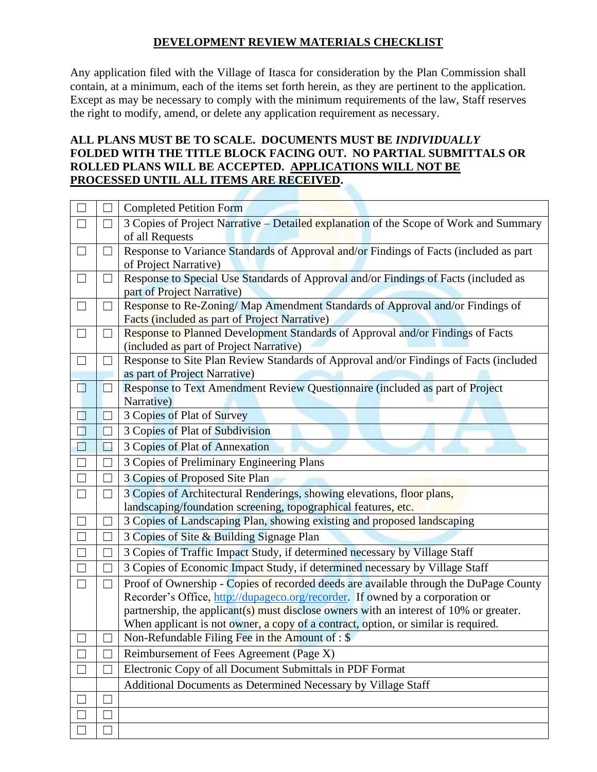# DEVELOPMENT REVIEW MATERIALS CHECKLIST

Any application filed with the Village of Itasca for consideration by the Plan Commission shall contain, at a minimum, each of the items set forth herein, as they are pertinent to the application. Except as may be necessary to comply with the minimum requirements of the law, Staff reserves the right to modify, amend, or delete any application requirement as necessary.

**ALL PLANS MUST BE TO SCALE. DOCUMENTS MUST BE *INDIVIDUALLY* FOLDED WITH THE TITLE BLOCK FACING OUT. NO PARTIAL SUBMITTALS OR ROLLED PLANS WILL BE ACCEPTED. <u>APPLICATIONS WILL NOT BE PROCESSED UNTIL ALL ITEMS ARE RECEIVED</u>.**

| ☐ | ☐ | Completed Petition Form |
|---|---|---|
| ☐ | ☐ | 3 Copies of Project Narrative – Detailed explanation of the Scope of Work and Summary of all Requests |
| ☐ | ☐ | Response to Variance Standards of Approval and/or Findings of Facts (included as part of Project Narrative) |
| ☐ | ☐ | Response to Special Use Standards of Approval and/or Findings of Facts (included as part of Project Narrative) |
| ☐ | ☐ | Response to Re-Zoning/ Map Amendment Standards of Approval and/or Findings of Facts (included as part of Project Narrative) |
| ☐ | ☐ | Response to Planned Development Standards of Approval and/or Findings of Facts (included as part of Project Narrative) |
| ☐ | ☐ | Response to Site Plan Review Standards of Approval and/or Findings of Facts (included as part of Project Narrative) |
| ☐ | ☐ | Response to Text Amendment Review Questionnaire (included as part of Project Narrative) |
| ☐ | ☐ | 3 Copies of Plat of Survey |
| ☐ | ☐ | 3 Copies of Plat of Subdivision |
| ☐ | ☐ | 3 Copies of Plat of Annexation |
| ☐ | ☐ | 3 Copies of Preliminary Engineering Plans |
| ☐ | ☐ | 3 Copies of Proposed Site Plan |
| ☐ | ☐ | 3 Copies of Architectural Renderings, showing elevations, floor plans, landscaping/foundation screening, topographical features, etc. |
| ☐ | ☐ | 3 Copies of Landscaping Plan, showing existing and proposed landscaping |
| ☐ | ☐ | 3 Copies of Site & Building Signage Plan |
| ☐ | ☐ | 3 Copies of Traffic Impact Study, if determined necessary by Village Staff |
| ☐ | ☐ | 3 Copies of Economic Impact Study, if determined necessary by Village Staff |
| ☐ | ☐ | Proof of Ownership - Copies of recorded deeds are available through the DuPage County Recorder's Office, http://dupageco.org/recorder. If owned by a corporation or partnership, the applicant(s) must disclose owners with an interest of 10% or greater. When applicant is not owner, a copy of a contract, option, or similar is required. |
| ☐ | ☐ | Non-Refundable Filing Fee in the Amount of : $ |
| ☐ | ☐ | Reimbursement of Fees Agreement (Page X) |
| ☐ | ☐ | Electronic Copy of all Document Submittals in PDF Format |
| | | Additional Documents as Determined Necessary by Village Staff |
| ☐ | ☐ | |
| ☐ | ☐ | |
| ☐ | ☐ | |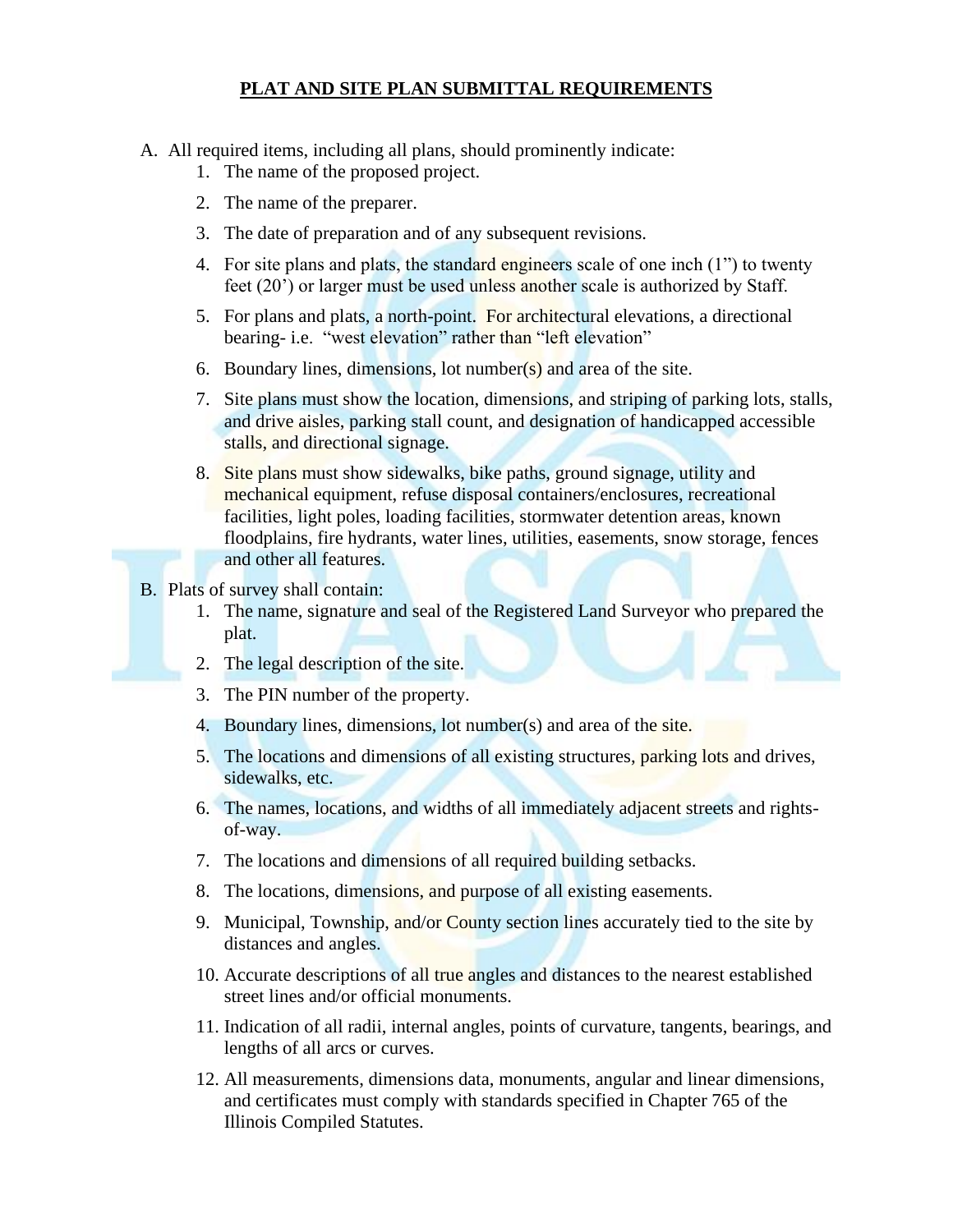## PLAT AND SITE PLAN SUBMITTAL REQUIREMENTS

A. All required items, including all plans, should prominently indicate:
    1. The name of the proposed project.
    2. The name of the preparer.
    3. The date of preparation and of any subsequent revisions.
    4. For site plans and plats, the standard engineers scale of one inch (1") to twenty feet (20') or larger must be used unless another scale is authorized by Staff.
    5. For plans and plats, a north-point. For architectural elevations, a directional bearing- i.e. "west elevation" rather than "left elevation"
    6. Boundary lines, dimensions, lot number(s) and area of the site.
    7. Site plans must show the location, dimensions, and striping of parking lots, stalls, and drive aisles, parking stall count, and designation of handicapped accessible stalls, and directional signage.
    8. Site plans must show sidewalks, bike paths, ground signage, utility and mechanical equipment, refuse disposal containers/enclosures, recreational facilities, light poles, loading facilities, stormwater detention areas, known floodplains, fire hydrants, water lines, utilities, easements, snow storage, fences and other all features.

B. Plats of survey shall contain:
    1. The name, signature and seal of the Registered Land Surveyor who prepared the plat.
    2. The legal description of the site.
    3. The PIN number of the property.
    4. Boundary lines, dimensions, lot number(s) and area of the site.
    5. The locations and dimensions of all existing structures, parking lots and drives, sidewalks, etc.
    6. The names, locations, and widths of all immediately adjacent streets and rights-of-way.
    7. The locations and dimensions of all required building setbacks.
    8. The locations, dimensions, and purpose of all existing easements.
    9. Municipal, Township, and/or County section lines accurately tied to the site by distances and angles.
    10. Accurate descriptions of all true angles and distances to the nearest established street lines and/or official monuments.
    11. Indication of all radii, internal angles, points of curvature, tangents, bearings, and lengths of all arcs or curves.
    12. All measurements, dimensions data, monuments, angular and linear dimensions, and certificates must comply with standards specified in Chapter 765 of the Illinois Compiled Statutes.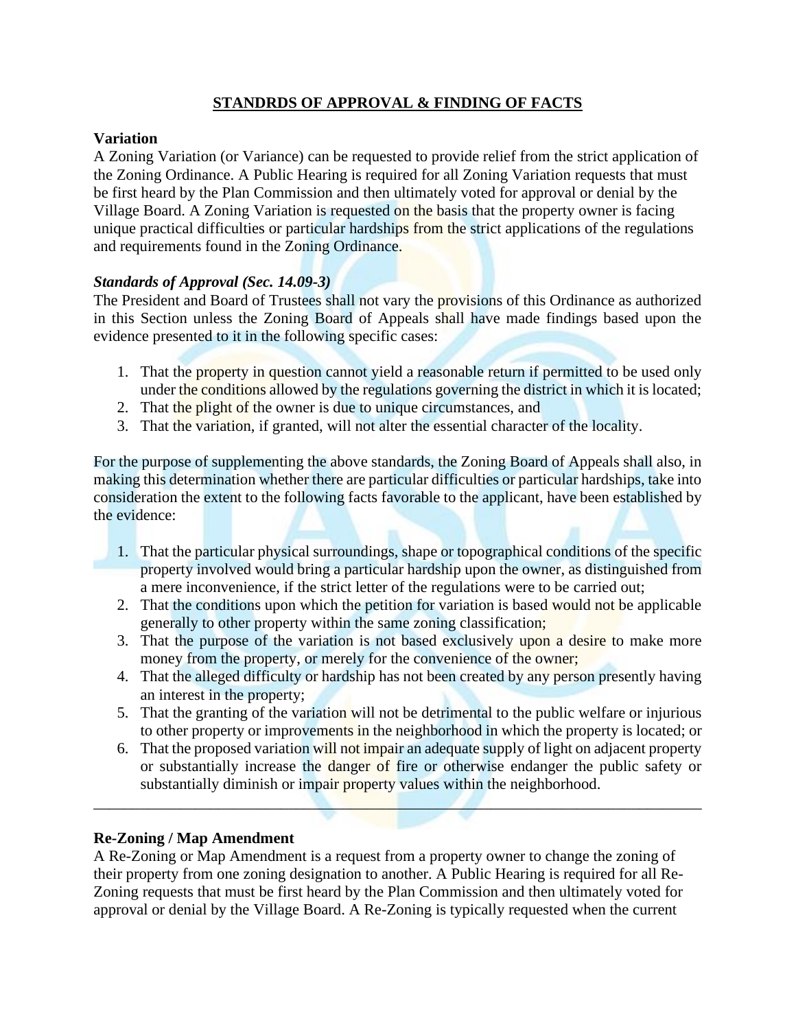## STANDRDS OF APPROVAL & FINDING OF FACTS

### Variation

A Zoning Variation (or Variance) can be requested to provide relief from the strict application of the Zoning Ordinance. A Public Hearing is required for all Zoning Variation requests that must be first heard by the Plan Commission and then ultimately voted for approval or denial by the Village Board. A Zoning Variation is requested on the basis that the property owner is facing unique practical difficulties or particular hardships from the strict applications of the regulations and requirements found in the Zoning Ordinance.

#### *Standards of Approval (Sec. 14.09-3)*

The President and Board of Trustees shall not vary the provisions of this Ordinance as authorized in this Section unless the Zoning Board of Appeals shall have made findings based upon the evidence presented to it in the following specific cases:

1. That the property in question cannot yield a reasonable return if permitted to be used only under the conditions allowed by the regulations governing the district in which it is located;
2. That the plight of the owner is due to unique circumstances, and
3. That the variation, if granted, will not alter the essential character of the locality.

For the purpose of supplementing the above standards, the Zoning Board of Appeals shall also, in making this determination whether there are particular difficulties or particular hardships, take into consideration the extent to the following facts favorable to the applicant, have been established by the evidence:

1. That the particular physical surroundings, shape or topographical conditions of the specific property involved would bring a particular hardship upon the owner, as distinguished from a mere inconvenience, if the strict letter of the regulations were to be carried out;
2. That the conditions upon which the petition for variation is based would not be applicable generally to other property within the same zoning classification;
3. That the purpose of the variation is not based exclusively upon a desire to make more money from the property, or merely for the convenience of the owner;
4. That the alleged difficulty or hardship has not been created by any person presently having an interest in the property;
5. That the granting of the variation will not be detrimental to the public welfare or injurious to other property or improvements in the neighborhood in which the property is located; or
6. That the proposed variation will not impair an adequate supply of light on adjacent property or substantially increase the danger of fire or otherwise endanger the public safety or substantially diminish or impair property values within the neighborhood.

---

### Re-Zoning / Map Amendment

A Re-Zoning or Map Amendment is a request from a property owner to change the zoning of their property from one zoning designation to another. A Public Hearing is required for all Re-Zoning requests that must be first heard by the Plan Commission and then ultimately voted for approval or denial by the Village Board. A Re-Zoning is typically requested when the current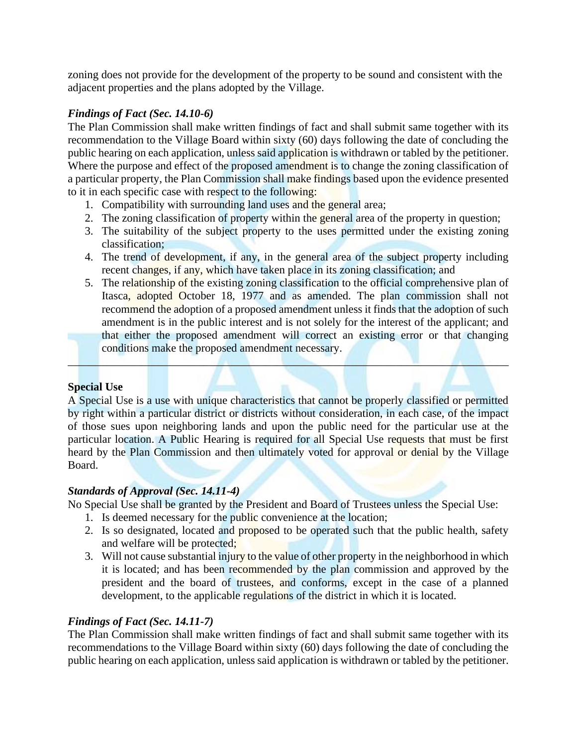zoning does not provide for the development of the property to be sound and consistent with the adjacent properties and the plans adopted by the Village.

### *Findings of Fact (Sec. 14.10-6)*

The Plan Commission shall make written findings of fact and shall submit same together with its recommendation to the Village Board within sixty (60) days following the date of concluding the public hearing on each application, unless said application is withdrawn or tabled by the petitioner. Where the purpose and effect of the proposed amendment is to change the zoning classification of a particular property, the Plan Commission shall make findings based upon the evidence presented to it in each specific case with respect to the following:

1. Compatibility with surrounding land uses and the general area;
2. The zoning classification of property within the general area of the property in question;
3. The suitability of the subject property to the uses permitted under the existing zoning classification;
4. The trend of development, if any, in the general area of the subject property including recent changes, if any, which have taken place in its zoning classification; and
5. The relationship of the existing zoning classification to the official comprehensive plan of Itasca, adopted October 18, 1977 and as amended. The plan commission shall not recommend the adoption of a proposed amendment unless it finds that the adoption of such amendment is in the public interest and is not solely for the interest of the applicant; and that either the proposed amendment will correct an existing error or that changing conditions make the proposed amendment necessary.

---

### **Special Use**

A Special Use is a use with unique characteristics that cannot be properly classified or permitted by right within a particular district or districts without consideration, in each case, of the impact of those sues upon neighboring lands and upon the public need for the particular use at the particular location. A Public Hearing is required for all Special Use requests that must be first heard by the Plan Commission and then ultimately voted for approval or denial by the Village Board.

### *Standards of Approval (Sec. 14.11-4)*

No Special Use shall be granted by the President and Board of Trustees unless the Special Use:

1. Is deemed necessary for the public convenience at the location;
2. Is so designated, located and proposed to be operated such that the public health, safety and welfare will be protected;
3. Will not cause substantial injury to the value of other property in the neighborhood in which it is located; and has been recommended by the plan commission and approved by the president and the board of trustees, and conforms, except in the case of a planned development, to the applicable regulations of the district in which it is located.

### *Findings of Fact (Sec. 14.11-7)*

The Plan Commission shall make written findings of fact and shall submit same together with its recommendations to the Village Board within sixty (60) days following the date of concluding the public hearing on each application, unless said application is withdrawn or tabled by the petitioner.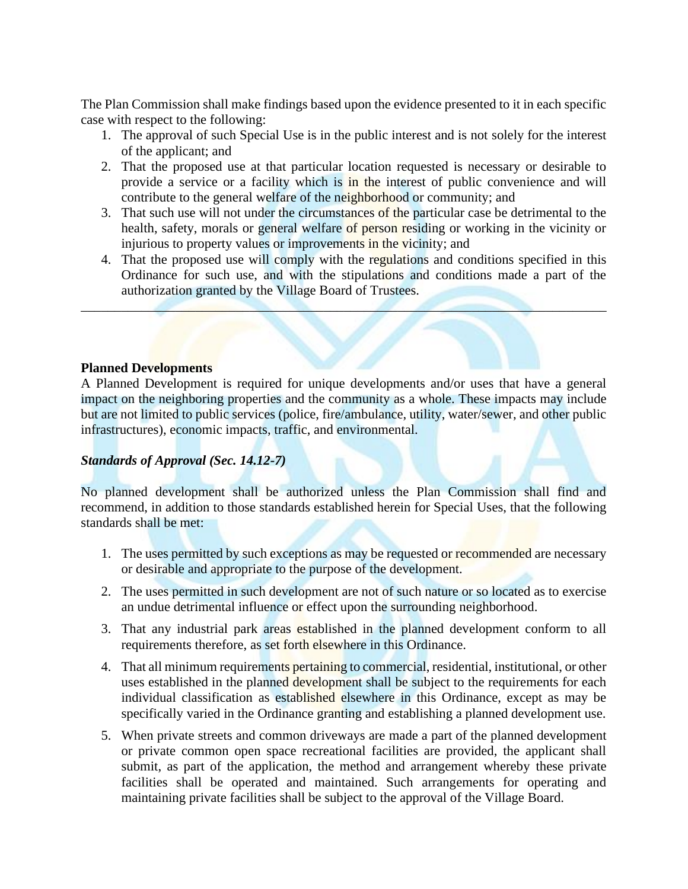The Plan Commission shall make findings based upon the evidence presented to it in each specific case with respect to the following:

1. The approval of such Special Use is in the public interest and is not solely for the interest of the applicant; and
2. That the proposed use at that particular location requested is necessary or desirable to provide a service or a facility which is in the interest of public convenience and will contribute to the general welfare of the neighborhood or community; and
3. That such use will not under the circumstances of the particular case be detrimental to the health, safety, morals or general welfare of person residing or working in the vicinity or injurious to property values or improvements in the vicinity; and
4. That the proposed use will comply with the regulations and conditions specified in this Ordinance for such use, and with the stipulations and conditions made a part of the authorization granted by the Village Board of Trustees.

---

**Planned Developments**

A Planned Development is required for unique developments and/or uses that have a general impact on the neighboring properties and the community as a whole. These impacts may include but are not limited to public services (police, fire/ambulance, utility, water/sewer, and other public infrastructures), economic impacts, traffic, and environmental.

***Standards of Approval (Sec. 14.12-7)***

No planned development shall be authorized unless the Plan Commission shall find and recommend, in addition to those standards established herein for Special Uses, that the following standards shall be met:

1. The uses permitted by such exceptions as may be requested or recommended are necessary or desirable and appropriate to the purpose of the development.
2. The uses permitted in such development are not of such nature or so located as to exercise an undue detrimental influence or effect upon the surrounding neighborhood.
3. That any industrial park areas established in the planned development conform to all requirements therefore, as set forth elsewhere in this Ordinance.
4. That all minimum requirements pertaining to commercial, residential, institutional, or other uses established in the planned development shall be subject to the requirements for each individual classification as established elsewhere in this Ordinance, except as may be specifically varied in the Ordinance granting and establishing a planned development use.
5. When private streets and common driveways are made a part of the planned development or private common open space recreational facilities are provided, the applicant shall submit, as part of the application, the method and arrangement whereby these private facilities shall be operated and maintained. Such arrangements for operating and maintaining private facilities shall be subject to the approval of the Village Board.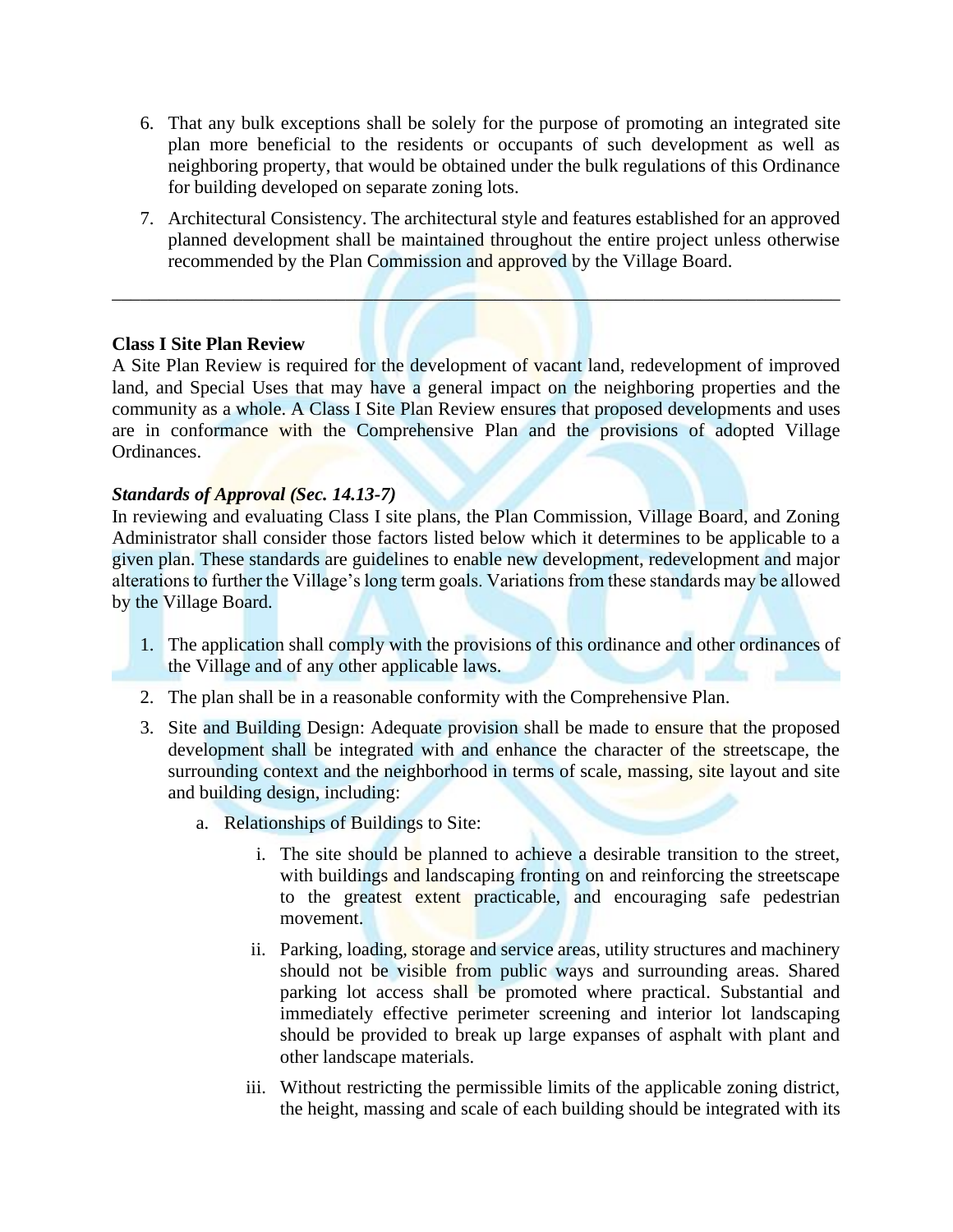6. That any bulk exceptions shall be solely for the purpose of promoting an integrated site plan more beneficial to the residents or occupants of such development as well as neighboring property, that would be obtained under the bulk regulations of this Ordinance for building developed on separate zoning lots.

7. Architectural Consistency. The architectural style and features established for an approved planned development shall be maintained throughout the entire project unless otherwise recommended by the Plan Commission and approved by the Village Board.

---

**Class I Site Plan Review**

A Site Plan Review is required for the development of vacant land, redevelopment of improved land, and Special Uses that may have a general impact on the neighboring properties and the community as a whole. A Class I Site Plan Review ensures that proposed developments and uses are in conformance with the Comprehensive Plan and the provisions of adopted Village Ordinances.

***Standards of Approval (Sec. 14.13-7)***

In reviewing and evaluating Class I site plans, the Plan Commission, Village Board, and Zoning Administrator shall consider those factors listed below which it determines to be applicable to a given plan. These standards are guidelines to enable new development, redevelopment and major alterations to further the Village's long term goals. Variations from these standards may be allowed by the Village Board.

1. The application shall comply with the provisions of this ordinance and other ordinances of the Village and of any other applicable laws.

2. The plan shall be in a reasonable conformity with the Comprehensive Plan.

3. Site and Building Design: Adequate provision shall be made to ensure that the proposed development shall be integrated with and enhance the character of the streetscape, the surrounding context and the neighborhood in terms of scale, massing, site layout and site and building design, including:

   a. Relationships of Buildings to Site:

      i. The site should be planned to achieve a desirable transition to the street, with buildings and landscaping fronting on and reinforcing the streetscape to the greatest extent practicable, and encouraging safe pedestrian movement.

      ii. Parking, loading, storage and service areas, utility structures and machinery should not be visible from public ways and surrounding areas. Shared parking lot access shall be promoted where practical. Substantial and immediately effective perimeter screening and interior lot landscaping should be provided to break up large expanses of asphalt with plant and other landscape materials.

      iii. Without restricting the permissible limits of the applicable zoning district, the height, massing and scale of each building should be integrated with its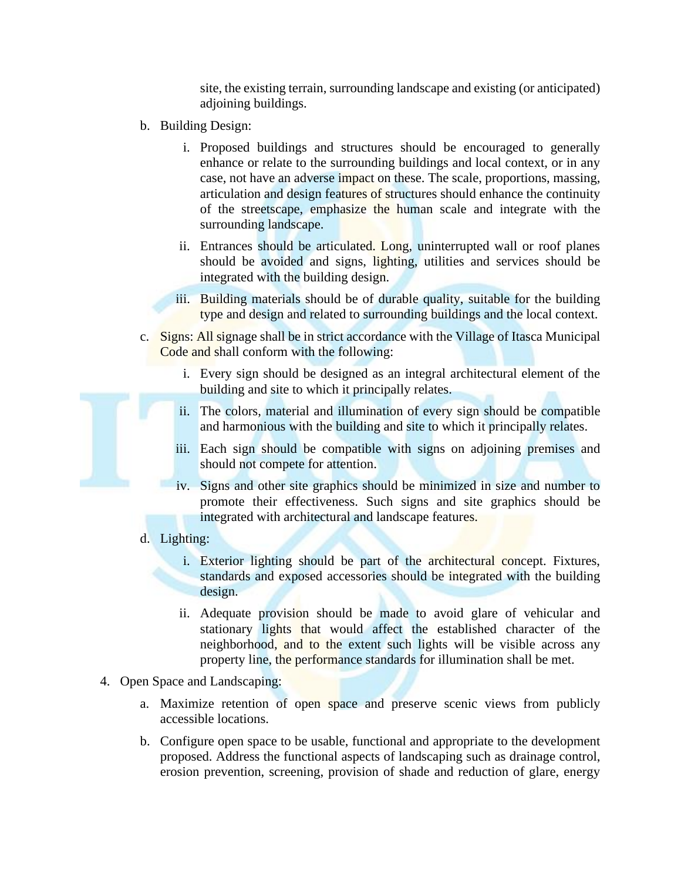site, the existing terrain, surrounding landscape and existing (or anticipated) adjoining buildings.

b. Building Design:

   i. Proposed buildings and structures should be encouraged to generally enhance or relate to the surrounding buildings and local context, or in any case, not have an adverse impact on these. The scale, proportions, massing, articulation and design features of structures should enhance the continuity of the streetscape, emphasize the human scale and integrate with the surrounding landscape.

   ii. Entrances should be articulated. Long, uninterrupted wall or roof planes should be avoided and signs, lighting, utilities and services should be integrated with the building design.

   iii. Building materials should be of durable quality, suitable for the building type and design and related to surrounding buildings and the local context.

c. Signs: All signage shall be in strict accordance with the Village of Itasca Municipal Code and shall conform with the following:

   i. Every sign should be designed as an integral architectural element of the building and site to which it principally relates.

   ii. The colors, material and illumination of every sign should be compatible and harmonious with the building and site to which it principally relates.

   iii. Each sign should be compatible with signs on adjoining premises and should not compete for attention.

   iv. Signs and other site graphics should be minimized in size and number to promote their effectiveness. Such signs and site graphics should be integrated with architectural and landscape features.

d. Lighting:

   i. Exterior lighting should be part of the architectural concept. Fixtures, standards and exposed accessories should be integrated with the building design.

   ii. Adequate provision should be made to avoid glare of vehicular and stationary lights that would affect the established character of the neighborhood, and to the extent such lights will be visible across any property line, the performance standards for illumination shall be met.

4. Open Space and Landscaping:

   a. Maximize retention of open space and preserve scenic views from publicly accessible locations.

   b. Configure open space to be usable, functional and appropriate to the development proposed. Address the functional aspects of landscaping such as drainage control, erosion prevention, screening, provision of shade and reduction of glare, energy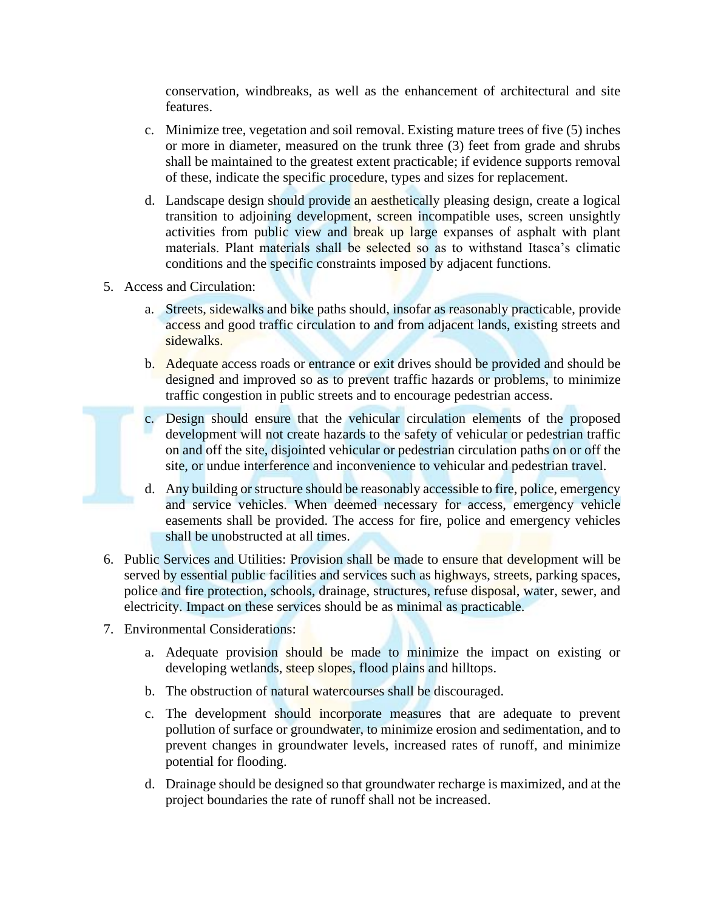conservation, windbreaks, as well as the enhancement of architectural and site features.

c. Minimize tree, vegetation and soil removal. Existing mature trees of five (5) inches or more in diameter, measured on the trunk three (3) feet from grade and shrubs shall be maintained to the greatest extent practicable; if evidence supports removal of these, indicate the specific procedure, types and sizes for replacement.

d. Landscape design should provide an aesthetically pleasing design, create a logical transition to adjoining development, screen incompatible uses, screen unsightly activities from public view and break up large expanses of asphalt with plant materials. Plant materials shall be selected so as to withstand Itasca's climatic conditions and the specific constraints imposed by adjacent functions.

5. Access and Circulation:

   a. Streets, sidewalks and bike paths should, insofar as reasonably practicable, provide access and good traffic circulation to and from adjacent lands, existing streets and sidewalks.

   b. Adequate access roads or entrance or exit drives should be provided and should be designed and improved so as to prevent traffic hazards or problems, to minimize traffic congestion in public streets and to encourage pedestrian access.

   c. Design should ensure that the vehicular circulation elements of the proposed development will not create hazards to the safety of vehicular or pedestrian traffic on and off the site, disjointed vehicular or pedestrian circulation paths on or off the site, or undue interference and inconvenience to vehicular and pedestrian travel.

   d. Any building or structure should be reasonably accessible to fire, police, emergency and service vehicles. When deemed necessary for access, emergency vehicle easements shall be provided. The access for fire, police and emergency vehicles shall be unobstructed at all times.

6. Public Services and Utilities: Provision shall be made to ensure that development will be served by essential public facilities and services such as highways, streets, parking spaces, police and fire protection, schools, drainage, structures, refuse disposal, water, sewer, and electricity. Impact on these services should be as minimal as practicable.

7. Environmental Considerations:

   a. Adequate provision should be made to minimize the impact on existing or developing wetlands, steep slopes, flood plains and hilltops.

   b. The obstruction of natural watercourses shall be discouraged.

   c. The development should incorporate measures that are adequate to prevent pollution of surface or groundwater, to minimize erosion and sedimentation, and to prevent changes in groundwater levels, increased rates of runoff, and minimize potential for flooding.

   d. Drainage should be designed so that groundwater recharge is maximized, and at the project boundaries the rate of runoff shall not be increased.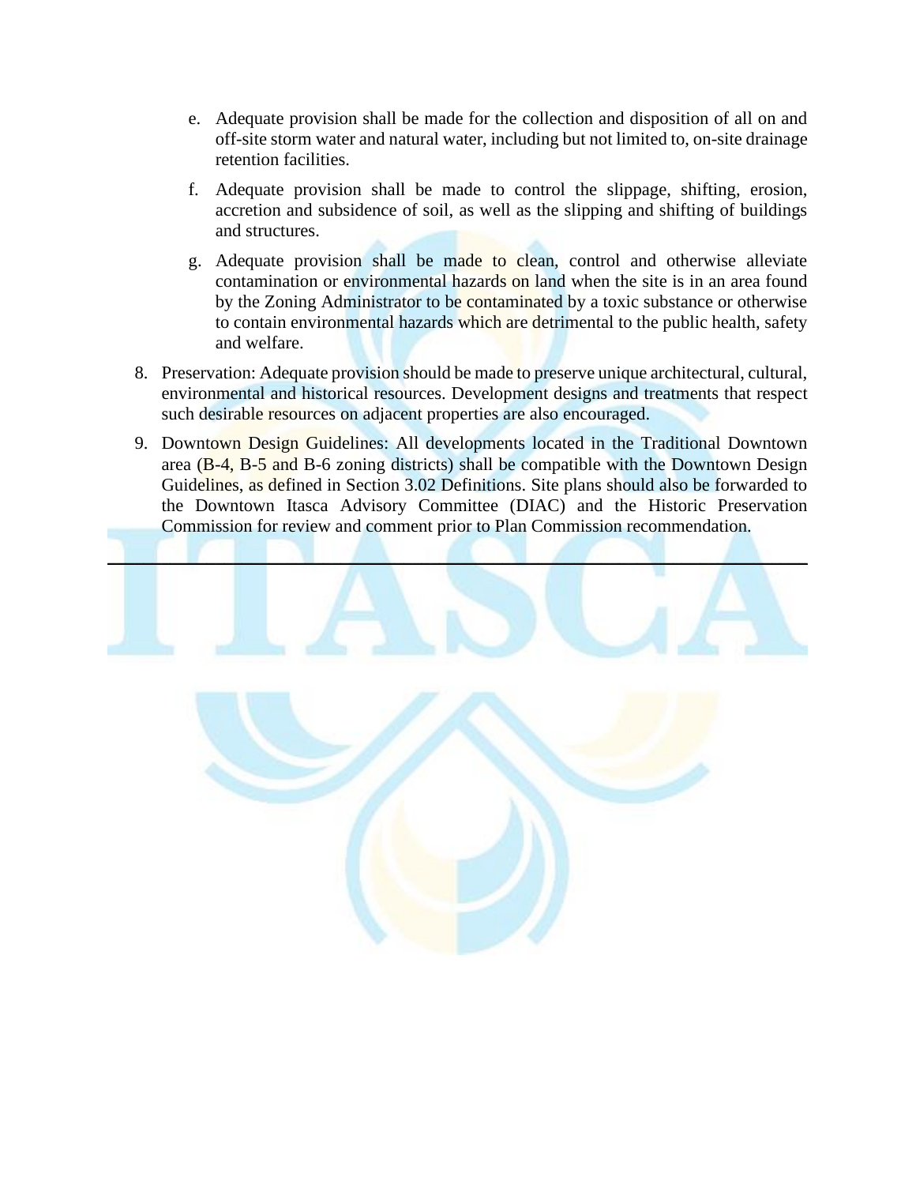e. Adequate provision shall be made for the collection and disposition of all on and off-site storm water and natural water, including but not limited to, on-site drainage retention facilities.

f. Adequate provision shall be made to control the slippage, shifting, erosion, accretion and subsidence of soil, as well as the slipping and shifting of buildings and structures.

g. Adequate provision shall be made to clean, control and otherwise alleviate contamination or environmental hazards on land when the site is in an area found by the Zoning Administrator to be contaminated by a toxic substance or otherwise to contain environmental hazards which are detrimental to the public health, safety and welfare.

8. Preservation: Adequate provision should be made to preserve unique architectural, cultural, environmental and historical resources. Development designs and treatments that respect such desirable resources on adjacent properties are also encouraged.

9. Downtown Design Guidelines: All developments located in the Traditional Downtown area (B-4, B-5 and B-6 zoning districts) shall be compatible with the Downtown Design Guidelines, as defined in Section 3.02 Definitions. Site plans should also be forwarded to the Downtown Itasca Advisory Committee (DIAC) and the Historic Preservation Commission for review and comment prior to Plan Commission recommendation.

---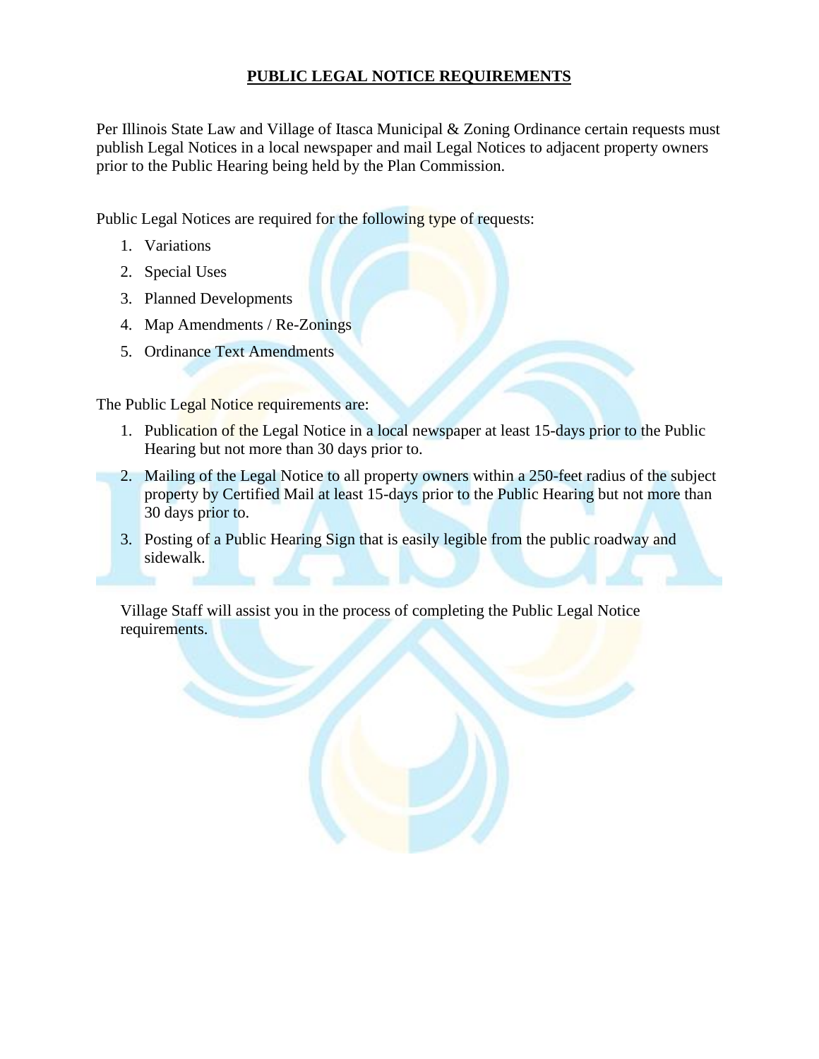# **PUBLIC LEGAL NOTICE REQUIREMENTS**

Per Illinois State Law and Village of Itasca Municipal & Zoning Ordinance certain requests must publish Legal Notices in a local newspaper and mail Legal Notices to adjacent property owners prior to the Public Hearing being held by the Plan Commission.

Public Legal Notices are required for the following type of requests:

1. Variations
2. Special Uses
3. Planned Developments
4. Map Amendments / Re-Zonings
5. Ordinance Text Amendments

The Public Legal Notice requirements are:

1. Publication of the Legal Notice in a local newspaper at least 15-days prior to the Public Hearing but not more than 30 days prior to.
2. Mailing of the Legal Notice to all property owners within a 250-feet radius of the subject property by Certified Mail at least 15-days prior to the Public Hearing but not more than 30 days prior to.
3. Posting of a Public Hearing Sign that is easily legible from the public roadway and sidewalk.

Village Staff will assist you in the process of completing the Public Legal Notice requirements.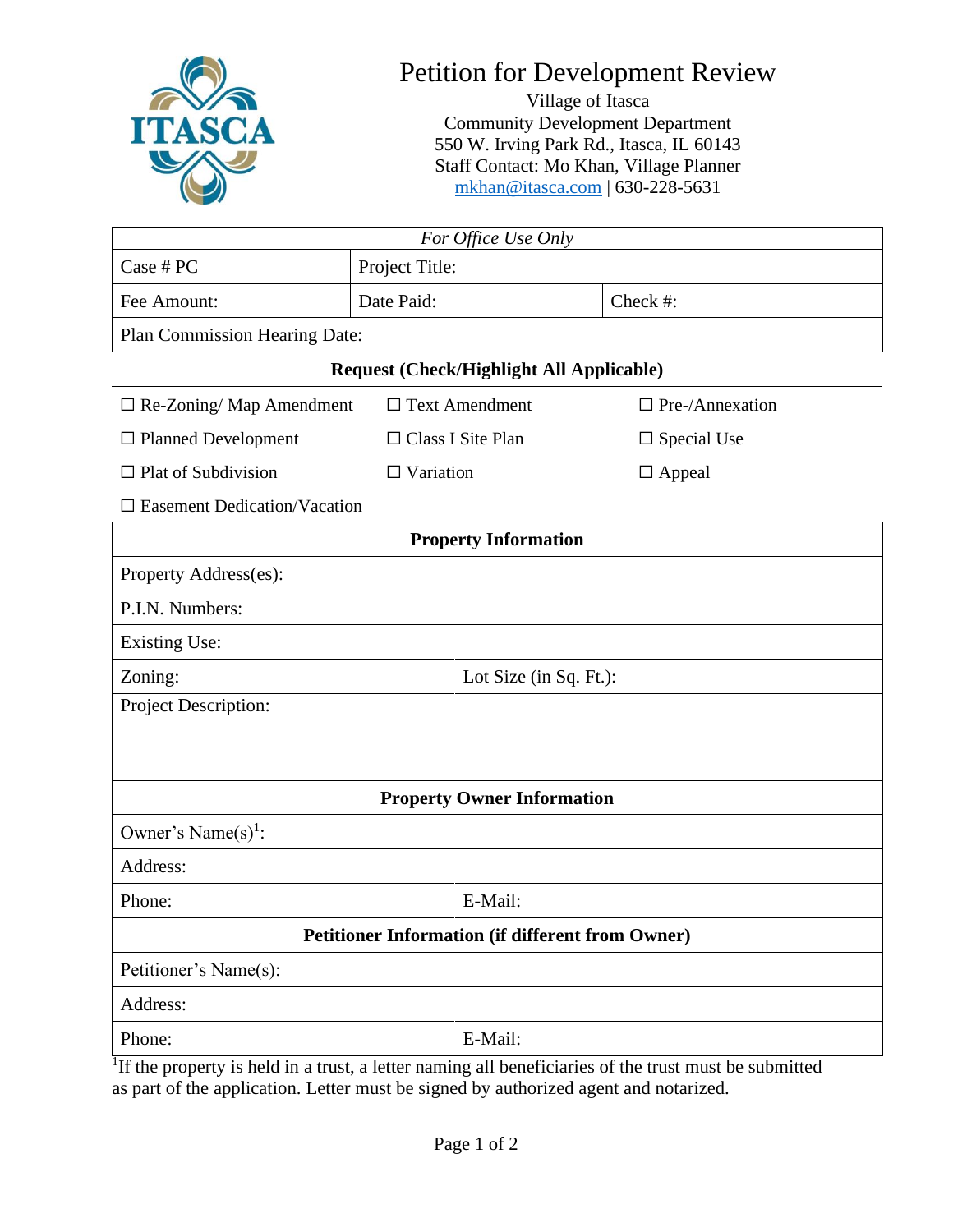# Petition for Development Review

Village of Itasca
Community Development Department
550 W. Irving Park Rd., Itasca, IL 60143
Staff Contact: Mo Khan, Village Planner
mkhan@itasca.com | 630-228-5631

| *For Office Use Only* | | |
|---|---|---|
| Case # PC | Project Title: | |
| Fee Amount: | Date Paid: | Check #: |
| Plan Commission Hearing Date: | | |

**Request (Check/Highlight All Applicable)**

| | | |
|---|---|---|
| ☐ Re-Zoning/ Map Amendment | ☐ Text Amendment | ☐ Pre-/Annexation |
| ☐ Planned Development | ☐ Class I Site Plan | ☐ Special Use |
| ☐ Plat of Subdivision | ☐ Variation | ☐ Appeal |
| ☐ Easement Dedication/Vacation | | |

| **Property Information** | |
|---|---|
| Property Address(es): | |
| P.I.N. Numbers: | |
| Existing Use: | |
| Zoning: | Lot Size (in Sq. Ft.): |
| Project Description: | |

| **Property Owner Information** | |
|---|---|
| Owner's Name(s)[1]: | |
| Address: | |
| Phone: | E-Mail: |

| **Petitioner Information (if different from Owner)** | |
|---|---|
| Petitioner's Name(s): | |
| Address: | |
| Phone: | E-Mail: |

[1]If the property is held in a trust, a letter naming all beneficiaries of the trust must be submitted as part of the application. Letter must be signed by authorized agent and notarized.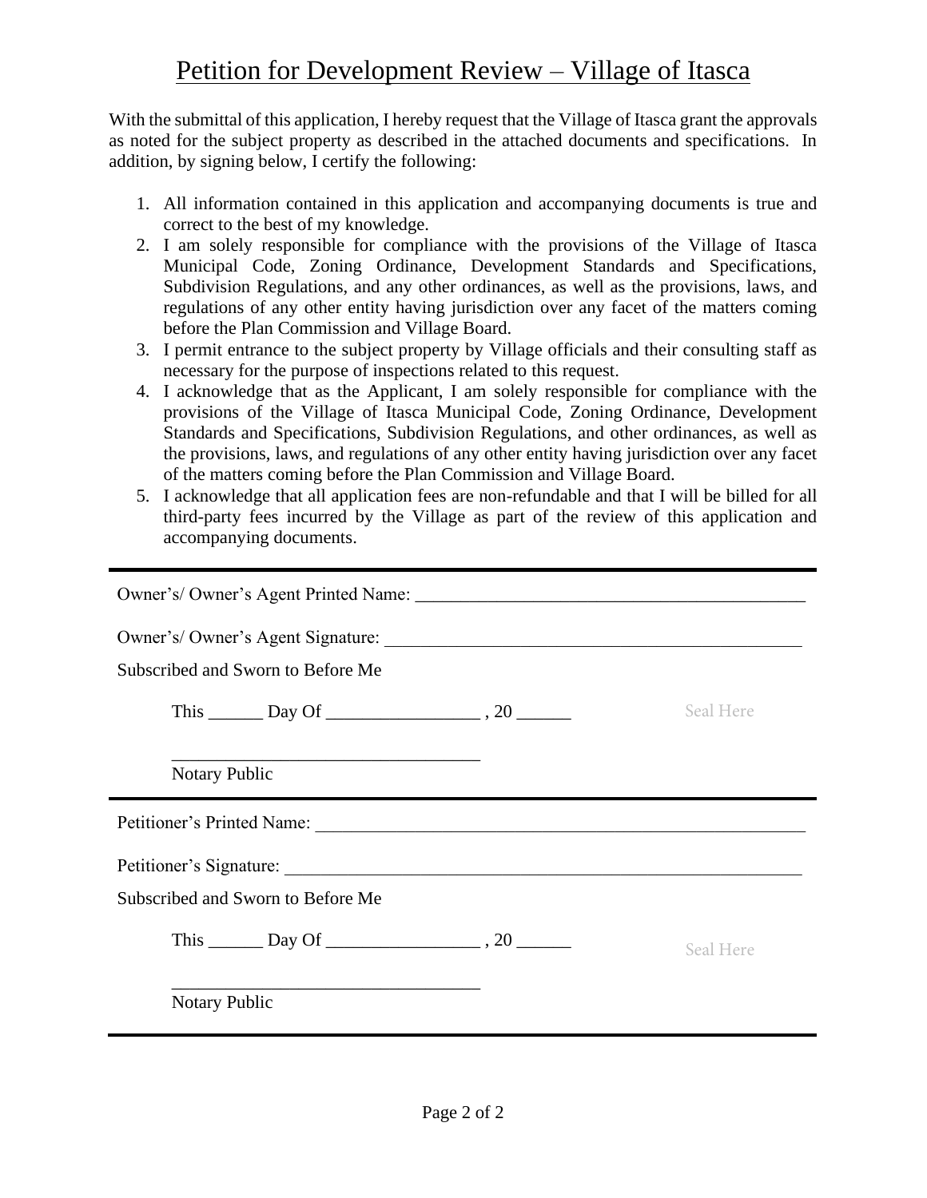# Petition for Development Review – Village of Itasca

With the submittal of this application, I hereby request that the Village of Itasca grant the approvals as noted for the subject property as described in the attached documents and specifications. In addition, by signing below, I certify the following:

1. All information contained in this application and accompanying documents is true and correct to the best of my knowledge.
2. I am solely responsible for compliance with the provisions of the Village of Itasca Municipal Code, Zoning Ordinance, Development Standards and Specifications, Subdivision Regulations, and any other ordinances, as well as the provisions, laws, and regulations of any other entity having jurisdiction over any facet of the matters coming before the Plan Commission and Village Board.
3. I permit entrance to the subject property by Village officials and their consulting staff as necessary for the purpose of inspections related to this request.
4. I acknowledge that as the Applicant, I am solely responsible for compliance with the provisions of the Village of Itasca Municipal Code, Zoning Ordinance, Development Standards and Specifications, Subdivision Regulations, and other ordinances, as well as the provisions, laws, and regulations of any other entity having jurisdiction over any facet of the matters coming before the Plan Commission and Village Board.
5. I acknowledge that all application fees are non-refundable and that I will be billed for all third-party fees incurred by the Village as part of the review of this application and accompanying documents.

---

Owner's/ Owner's Agent Printed Name: ____________________________________________

Owner's/ Owner's Agent Signature: ______________________________________________

Subscribed and Sworn to Before Me

This ______ Day Of _________________ , 20 ______ Seal Here

__________________________________
Notary Public

---

Petitioner's Printed Name: _______________________________________________________

Petitioner's Signature: __________________________________________________________

Subscribed and Sworn to Before Me

This ______ Day Of _________________ , 20 ______ Seal Here

__________________________________
Notary Public

---